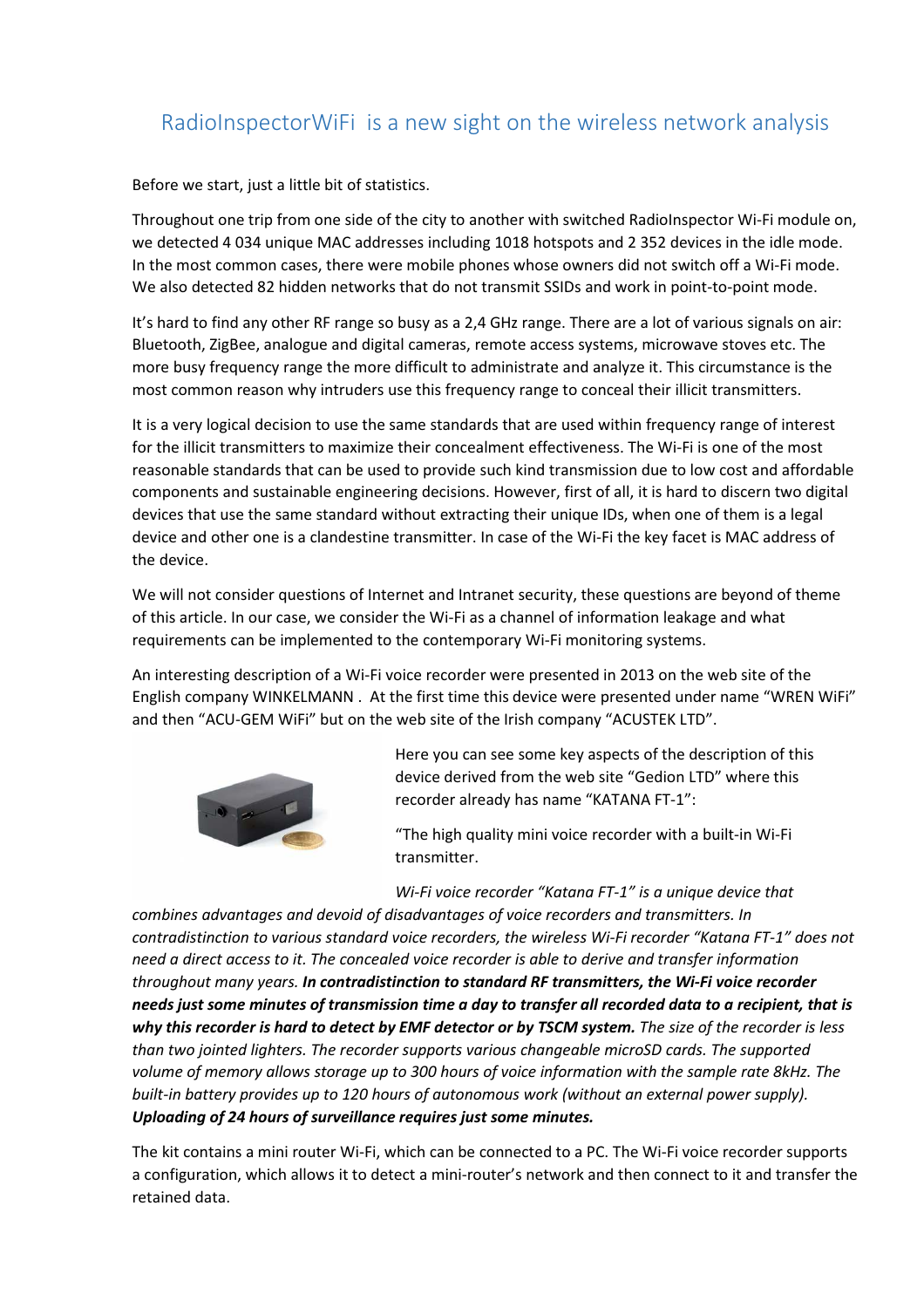# RadioInspectorWiFi is a new sight on the wireless network analysis

Before we start, just a little bit of statistics.

Throughout one trip from one side of the city to another with switched RadioInspector Wi-Fi module on, we detected 4 034 unique MAC addresses including 1018 hotspots and 2 352 devices in the idle mode. In the most common cases, there were mobile phones whose owners did not switch off a Wi-Fi mode. We also detected 82 hidden networks that do not transmit SSIDs and work in point-to-point mode.

It's hard to find any other RF range so busy as a 2,4 GHz range. There are a lot of various signals on air: Bluetooth, ZigBee, analogue and digital cameras, remote access systems, microwave stoves etc. The more busy frequency range the more difficult to administrate and analyze it. This circumstance is the most common reason why intruders use this frequency range to conceal their illicit transmitters.

It is a very logical decision to use the same standards that are used within frequency range of interest for the illicit transmitters to maximize their concealment effectiveness. The Wi-Fi is one of the most reasonable standards that can be used to provide such kind transmission due to low cost and affordable components and sustainable engineering decisions. However, first of all, it is hard to discern two digital devices that use the same standard without extracting their unique IDs, when one of them is a legal device and other one is a clandestine transmitter. In case of the Wi-Fi the key facet is MAC address of the device.

We will not consider questions of Internet and Intranet security, these questions are beyond of theme of this article. In our case, we consider the Wi-Fi as a channel of information leakage and what requirements can be implemented to the contemporary Wi-Fi monitoring systems.

An interesting description of a Wi-Fi voice recorder were presented in 2013 on the web site of the English company WINKELMANN . At the first time this device were presented under name "WREN WiFi" and then "ACU-GEM WiFi" but on the web site of the Irish company "ACUSTEK LTD".

Here you can see some key aspects of the description of this device derived from the web site "Gedion LTD" where this recorder already has name "KATANA FT-1":

"The high quality mini voice recorder with a built-in Wi-Fi transmitter.

*Wi-Fi voice recorder "Katana FT-1" is a unique device that combines advantages and devoid of disadvantages of voice recorders and transmitters. In contradistinction to various standard voice recorders, the wireless Wi-Fi recorder "Katana FT-1" does not need a direct access to it. The concealed voice recorder is able to derive and transfer information throughout many years.* ***In contradistinction to standard RF transmitters, the Wi-Fi voice recorder needs just some minutes of transmission time a day to transfer all recorded data to a recipient, that is why this recorder is hard to detect by EMF detector or by TSCM system.*** *The size of the recorder is less than two jointed lighters. The recorder supports various changeable microSD cards. The supported volume of memory allows storage up to 300 hours of voice information with the sample rate 8kHz. The built-in battery provides up to 120 hours of autonomous work (without an external power supply).* ***Uploading of 24 hours of surveillance requires just some minutes.***

The kit contains a mini router Wi-Fi, which can be connected to a PC. The Wi-Fi voice recorder supports a configuration, which allows it to detect a mini-router's network and then connect to it and transfer the retained data.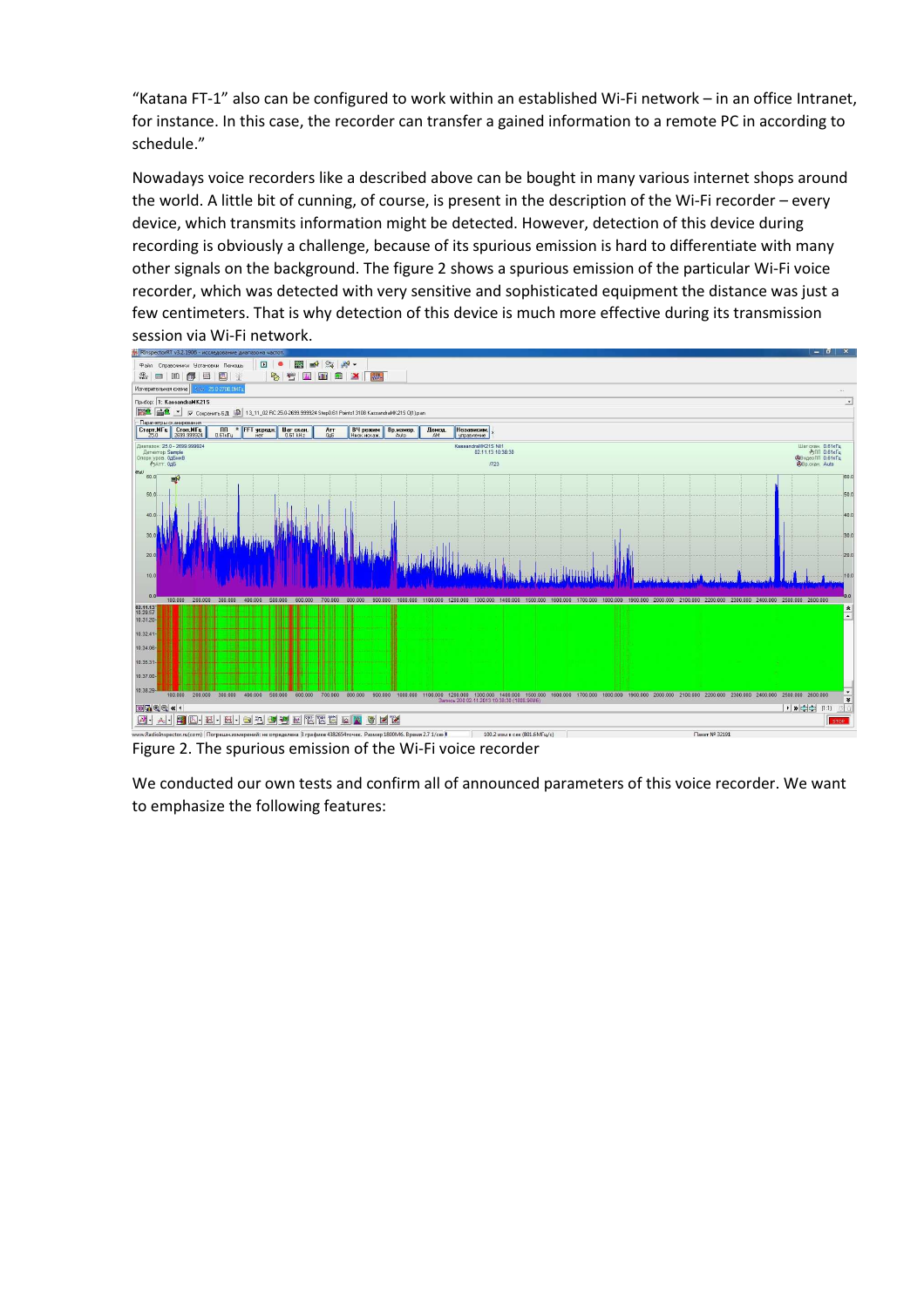"Katana FT-1" also can be configured to work within an established Wi-Fi network – in an office Intranet, for instance. In this case, the recorder can transfer a gained information to a remote PC in according to schedule."

Nowadays voice recorders like a described above can be bought in many various internet shops around the world. A little bit of cunning, of course, is present in the description of the Wi-Fi recorder – every device, which transmits information might be detected. However, detection of this device during recording is obviously a challenge, because of its spurious emission is hard to differentiate with many other signals on the background. The figure 2 shows a spurious emission of the particular Wi-Fi voice recorder, which was detected with very sensitive and sophisticated equipment the distance was just a few centimeters. That is why detection of this device is much more effective during its transmission session via Wi-Fi network.

Figure 2. The spurious emission of the Wi-Fi voice recorder

We conducted our own tests and confirm all of announced parameters of this voice recorder. We want to emphasize the following features: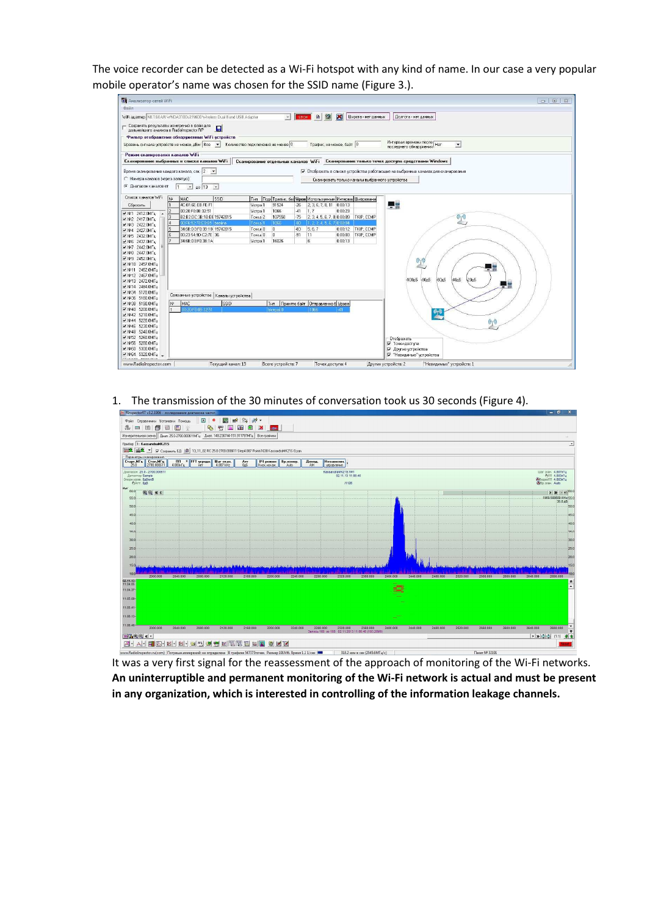The voice recorder can be detected as a Wi-Fi hotspot with any kind of name. In our case a very popular mobile operator's name was chosen for the SSID name (Figure 3.).

1. The transmission of the 30 minutes of conversation took us 30 seconds (Figure 4).

It was a very first signal for the reassessment of the approach of monitoring of the Wi-Fi networks. **An uninterruptible and permanent monitoring of the Wi-Fi network is actual and must be present in any organization, which is interested in controlling of the information leakage channels.**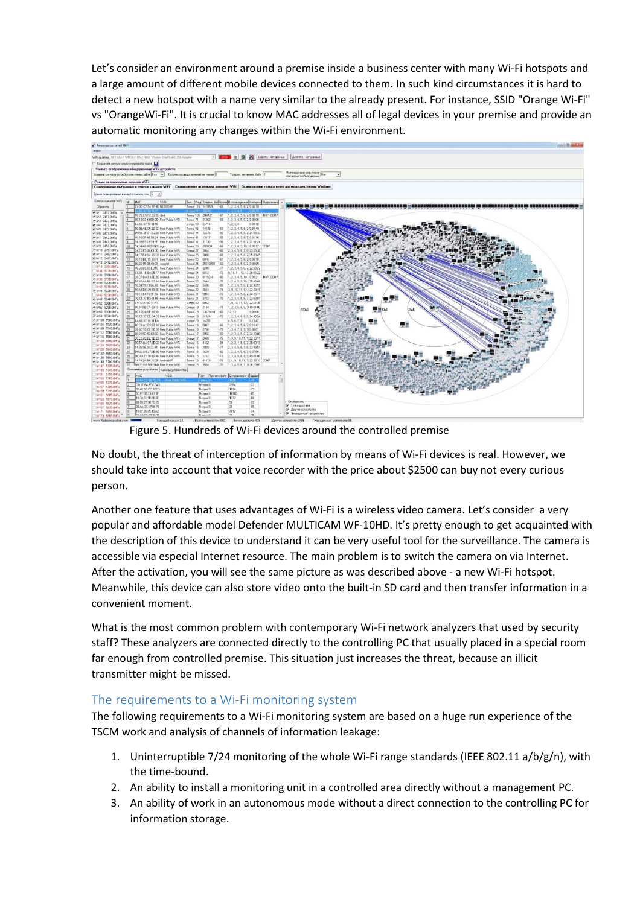Let's consider an environment around a premise inside a business center with many Wi-Fi hotspots and a large amount of different mobile devices connected to them. In such kind circumstances it is hard to detect a new hotspot with a name very similar to the already present. For instance, SSID "Orange Wi-Fi" vs "OrangeWi-Fi". It is crucial to know MAC addresses all of legal devices in your premise and provide an automatic monitoring any changes within the Wi-Fi environment.

Figure 5. Hundreds of Wi-Fi devices around the controlled premise

No doubt, the threat of interception of information by means of Wi-Fi devices is real. However, we should take into account that voice recorder with the price about $2500 can buy not every curious person.

Another one feature that uses advantages of Wi-Fi is a wireless video camera. Let's consider a very popular and affordable model Defender MULTICAM WF-10HD. It's pretty enough to get acquainted with the description of this device to understand it can be very useful tool for the surveillance. The camera is accessible via especial Internet resource. The main problem is to switch the camera on via Internet. After the activation, you will see the same picture as was described above - a new Wi-Fi hotspot. Meanwhile, this device can also store video onto the built-in SD card and then transfer information in a convenient moment.

What is the most common problem with contemporary Wi-Fi network analyzers that used by security staff? These analyzers are connected directly to the controlling PC that usually placed in a special room far enough from controlled premise. This situation just increases the threat, because an illicit transmitter might be missed.

## The requirements to a Wi-Fi monitoring system

The following requirements to a Wi-Fi monitoring system are based on a huge run experience of the TSCM work and analysis of channels of information leakage:

1. Uninterruptible 7/24 monitoring of the whole Wi-Fi range standards (IEEE 802.11 a/b/g/n), with the time-bound.
2. An ability to install a monitoring unit in a controlled area directly without a management PC.
3. An ability of work in an autonomous mode without a direct connection to the controlling PC for information storage.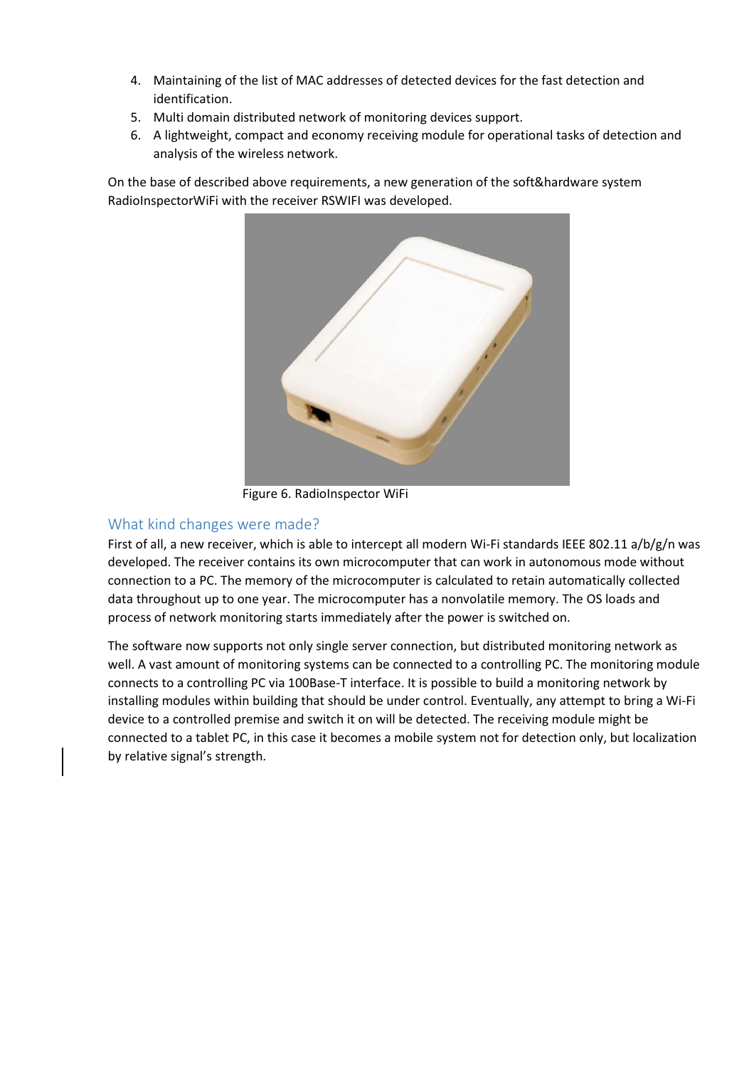4. Maintaining of the list of MAC addresses of detected devices for the fast detection and identification.
5. Multi domain distributed network of monitoring devices support.
6. A lightweight, compact and economy receiving module for operational tasks of detection and analysis of the wireless network.

On the base of described above requirements, a new generation of the soft&hardware system RadioInspectorWiFi with the receiver RSWIFI was developed.

Figure 6. RadioInspector WiFi

## What kind changes were made?

First of all, a new receiver, which is able to intercept all modern Wi-Fi standards IEEE 802.11 a/b/g/n was developed. The receiver contains its own microcomputer that can work in autonomous mode without connection to a PC. The memory of the microcomputer is calculated to retain automatically collected data throughout up to one year. The microcomputer has a nonvolatile memory. The OS loads and process of network monitoring starts immediately after the power is switched on.

The software now supports not only single server connection, but distributed monitoring network as well. A vast amount of monitoring systems can be connected to a controlling PC. The monitoring module connects to a controlling PC via 100Base-T interface. It is possible to build a monitoring network by installing modules within building that should be under control. Eventually, any attempt to bring a Wi-Fi device to a controlled premise and switch it on will be detected. The receiving module might be connected to a tablet PC, in this case it becomes a mobile system not for detection only, but localization by relative signal's strength.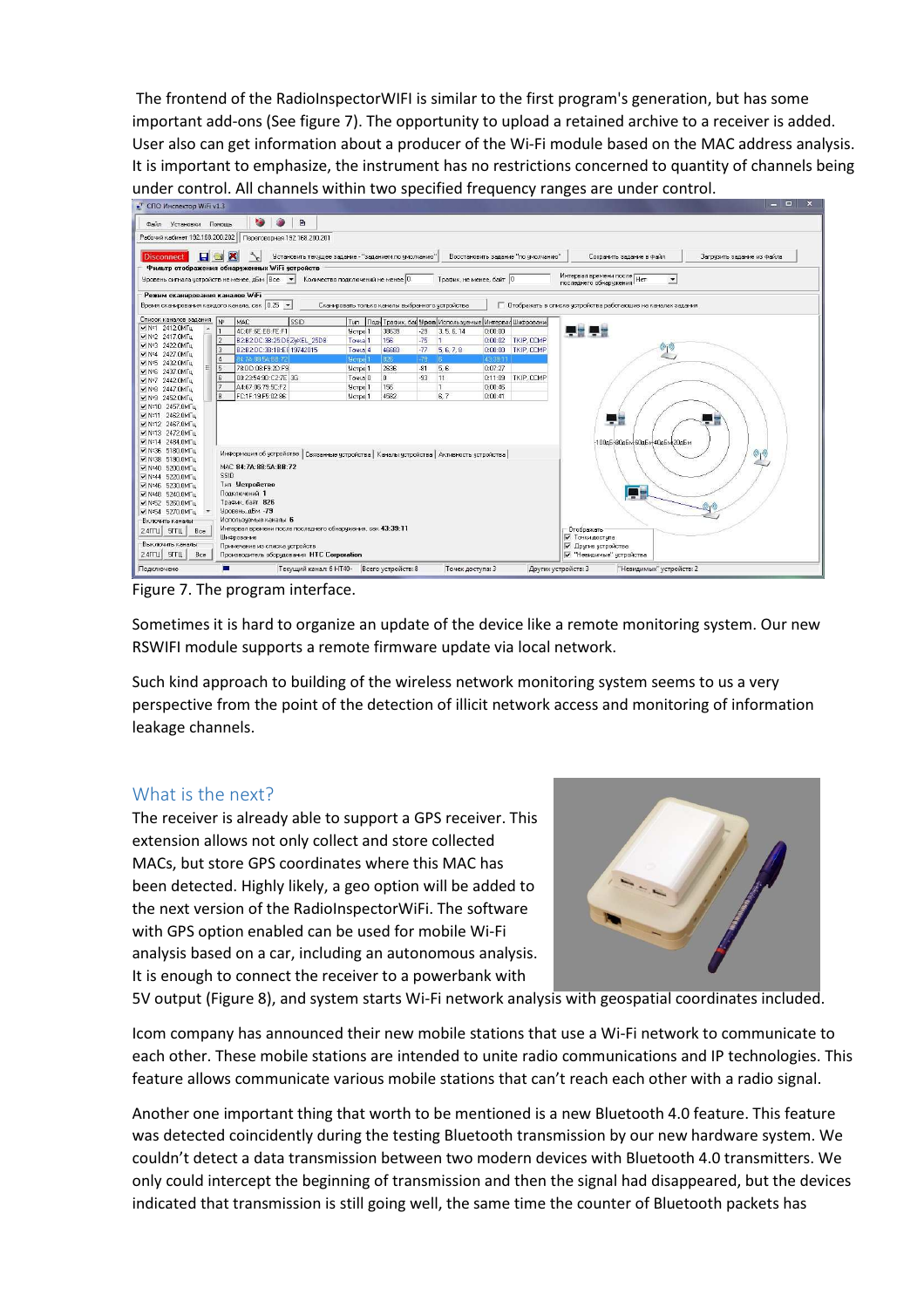The frontend of the RadioInspectorWIFI is similar to the first program's generation, but has some important add-ons (See figure 7). The opportunity to upload a retained archive to a receiver is added. User also can get information about a producer of the Wi-Fi module based on the MAC address analysis. It is important to emphasize, the instrument has no restrictions concerned to quantity of channels being under control. All channels within two specified frequency ranges are under control.

Figure 7. The program interface.

Sometimes it is hard to organize an update of the device like a remote monitoring system. Our new RSWIFI module supports a remote firmware update via local network.

Such kind approach to building of the wireless network monitoring system seems to us a very perspective from the point of the detection of illicit network access and monitoring of information leakage channels.

## What is the next?

The receiver is already able to support a GPS receiver. This extension allows not only collect and store collected MACs, but store GPS coordinates where this MAC has been detected. Highly likely, a geo option will be added to the next version of the RadioInspectorWiFi. The software with GPS option enabled can be used for mobile Wi-Fi analysis based on a car, including an autonomous analysis. It is enough to connect the receiver to a powerbank with 5V output (Figure 8), and system starts Wi-Fi network analysis with geospatial coordinates included.

Icom company has announced their new mobile stations that use a Wi-Fi network to communicate to each other. These mobile stations are intended to unite radio communications and IP technologies. This feature allows communicate various mobile stations that can't reach each other with a radio signal.

Another one important thing that worth to be mentioned is a new Bluetooth 4.0 feature. This feature was detected coincidently during the testing Bluetooth transmission by our new hardware system. We couldn't detect a data transmission between two modern devices with Bluetooth 4.0 transmitters. We only could intercept the beginning of transmission and then the signal had disappeared, but the devices indicated that transmission is still going well, the same time the counter of Bluetooth packets has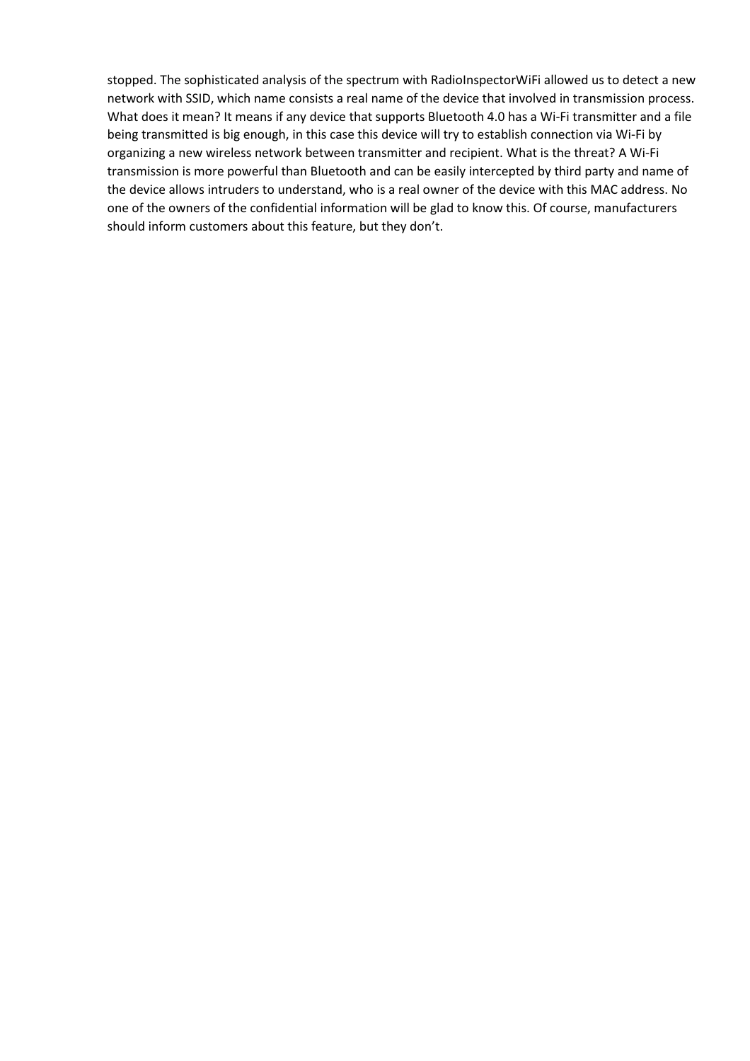stopped. The sophisticated analysis of the spectrum with RadioInspectorWiFi allowed us to detect a new network with SSID, which name consists a real name of the device that involved in transmission process. What does it mean? It means if any device that supports Bluetooth 4.0 has a Wi-Fi transmitter and a file being transmitted is big enough, in this case this device will try to establish connection via Wi-Fi by organizing a new wireless network between transmitter and recipient. What is the threat? A Wi-Fi transmission is more powerful than Bluetooth and can be easily intercepted by third party and name of the device allows intruders to understand, who is a real owner of the device with this MAC address. No one of the owners of the confidential information will be glad to know this. Of course, manufacturers should inform customers about this feature, but they don't.